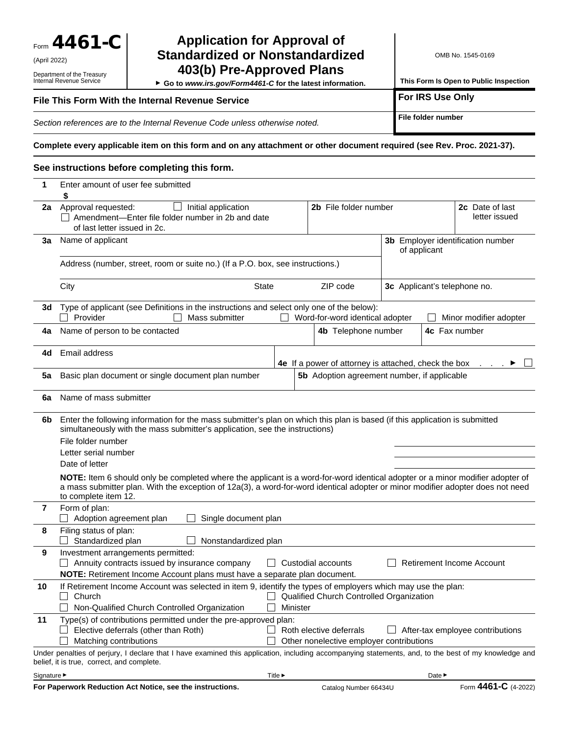Form **4461-C**

(April 2022)

Department of the Treasury
Internal Revenue Service

# Application for Approval of Standardized or Nonstandardized 403(b) Pre-Approved Plans

▶ Go to *www.irs.gov/Form4461-C* for the latest information.

OMB No. 1545-0169

**This Form Is Open to Public Inspection**

**File This Form With the Internal Revenue Service**

**For IRS Use Only**

**File folder number**

*Section references are to the Internal Revenue Code unless otherwise noted.*

**Complete every applicable item on this form and on any attachment or other document required (see Rev. Proc. 2021-37).**

**See instructions before completing this form.**

**1** Enter amount of user fee submitted
$

**2a** Approval requested: ☐ Initial application
☐ Amendment—Enter file folder number in 2b and date of last letter issued in 2c.

**2b** File folder number

**2c** Date of last letter issued

**3a** Name of applicant

Address (number, street, room or suite no.) (If a P.O. box, see instructions.)

City | State | ZIP code

**3b** Employer identification number of applicant

**3c** Applicant's telephone no.

**3d** Type of applicant (see Definitions in the instructions and select only one of the below):
☐ Provider ☐ Mass submitter ☐ Word-for-word identical adopter ☐ Minor modifier adopter

**4a** Name of person to be contacted

**4b** Telephone number

**4c** Fax number

**4d** Email address

**4e** If a power of attorney is attached, check the box . . . ▶ ☐

**5a** Basic plan document or single document plan number

**5b** Adoption agreement number, if applicable

**6a** Name of mass submitter

**6b** Enter the following information for the mass submitter's plan on which this plan is based (if this application is submitted simultaneously with the mass submitter's application, see the instructions)

File folder number

Letter serial number

Date of letter

**NOTE:** Item 6 should only be completed where the applicant is a word-for-word identical adopter or a minor modifier adopter of a mass submitter plan. With the exception of 12a(3), a word-for-word identical adopter or minor modifier adopter does not need to complete item 12.

**7** Form of plan:
☐ Adoption agreement plan ☐ Single document plan

**8** Filing status of plan:
☐ Standardized plan ☐ Nonstandardized plan

**9** Investment arrangements permitted:
☐ Annuity contracts issued by insurance company ☐ Custodial accounts ☐ Retirement Income Account
**NOTE:** Retirement Income Account plans must have a separate plan document.

**10** If Retirement Income Account was selected in item 9, identify the types of employers which may use the plan:
☐ Church ☐ Qualified Church Controlled Organization
☐ Non-Qualified Church Controlled Organization ☐ Minister

**11** Type(s) of contributions permitted under the pre-approved plan:
☐ Elective deferrals (other than Roth) ☐ Roth elective deferrals ☐ After-tax employee contributions
☐ Matching contributions ☐ Other nonelective employer contributions

Under penalties of perjury, I declare that I have examined this application, including accompanying statements, and, to the best of my knowledge and belief, it is true, correct, and complete.

Signature ▶ Title ▶ Date ▶

**For Paperwork Reduction Act Notice, see the instructions.** Catalog Number 66434U Form **4461-C** (4-2022)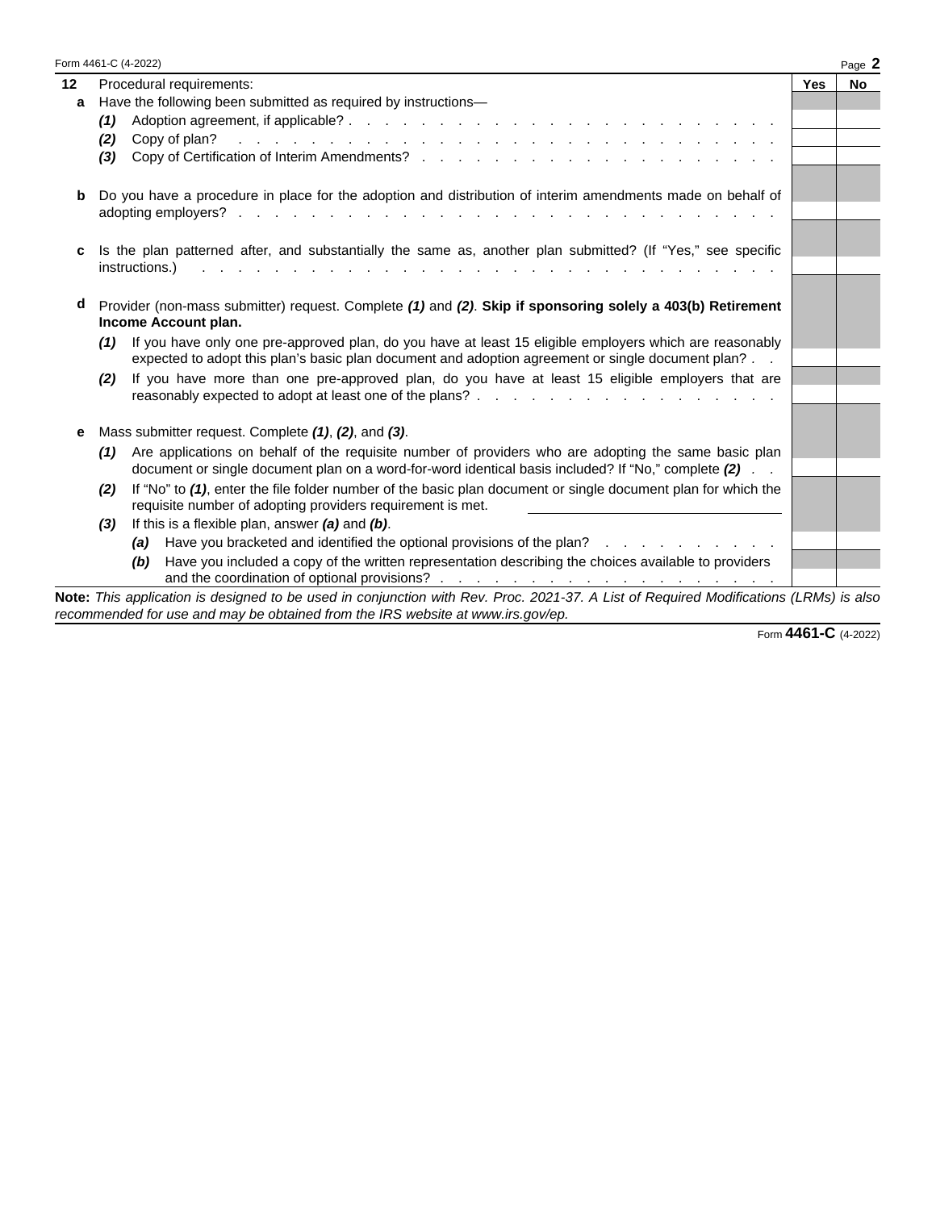| 12 | Procedural requirements: | Yes | No |
|---|---|---|---|
| a | Have the following been submitted as required by instructions— | | |
| | *(1)* Adoption agreement, if applicable? | | |
| | *(2)* Copy of plan? | | |
| | *(3)* Copy of Certification of Interim Amendments? | | |
| b | Do you have a procedure in place for the adoption and distribution of interim amendments made on behalf of adopting employers? | | |
| c | Is the plan patterned after, and substantially the same as, another plan submitted? (If "Yes," see specific instructions.) | | |
| d | Provider (non-mass submitter) request. Complete ***(1)*** and ***(2)***. **Skip if sponsoring solely a 403(b) Retirement Income Account plan.** | | |
| | *(1)* If you have only one pre-approved plan, do you have at least 15 eligible employers which are reasonably expected to adopt this plan's basic plan document and adoption agreement or single document plan? | | |
| | *(2)* If you have more than one pre-approved plan, do you have at least 15 eligible employers that are reasonably expected to adopt at least one of the plans? | | |
| e | Mass submitter request. Complete ***(1)***, ***(2)***, and ***(3)***. | | |
| | *(1)* Are applications on behalf of the requisite number of providers who are adopting the same basic plan document or single document plan on a word-for-word identical basis included? If "No," complete ***(2)*** | | |
| | *(2)* If "No" to ***(1)***, enter the file folder number of the basic plan document or single document plan for which the requisite number of adopting providers requirement is met. ________________ | | |
| | *(3)* If this is a flexible plan, answer ***(a)*** and ***(b)***. | | |
| | *(a)* Have you bracketed and identified the optional provisions of the plan? | | |
| | *(b)* Have you included a copy of the written representation describing the choices available to providers and the coordination of optional provisions? | | |

**Note:** *This application is designed to be used in conjunction with Rev. Proc. 2021-37. A List of Required Modifications (LRMs) is also recommended for use and may be obtained from the IRS website at www.irs.gov/ep.*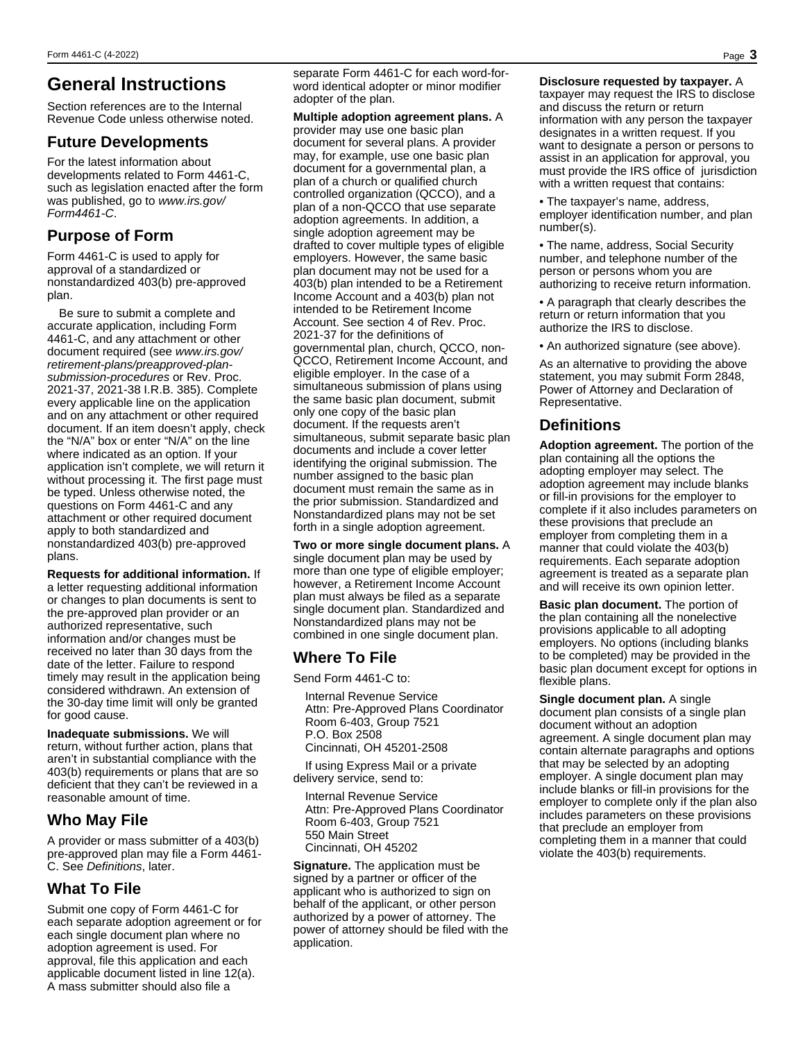# General Instructions

Section references are to the Internal Revenue Code unless otherwise noted.

## Future Developments

For the latest information about developments related to Form 4461-C, such as legislation enacted after the form was published, go to *www.irs.gov/Form4461-C*.

## Purpose of Form

Form 4461-C is used to apply for approval of a standardized or nonstandardized 403(b) pre-approved plan.

Be sure to submit a complete and accurate application, including Form 4461-C, and any attachment or other document required (see *www.irs.gov/retirement-plans/preapproved-plan-submission-procedures* or Rev. Proc. 2021-37, 2021-38 I.R.B. 385). Complete every applicable line on the application and on any attachment or other required document. If an item doesn't apply, check the "N/A" box or enter "N/A" on the line where indicated as an option. If your application isn't complete, we will return it without processing it. The first page must be typed. Unless otherwise noted, the questions on Form 4461-C and any attachment or other required document apply to both standardized and nonstandardized 403(b) pre-approved plans.

**Requests for additional information.** If a letter requesting additional information or changes to plan documents is sent to the pre-approved plan provider or an authorized representative, such information and/or changes must be received no later than 30 days from the date of the letter. Failure to respond timely may result in the application being considered withdrawn. An extension of the 30-day time limit will only be granted for good cause.

**Inadequate submissions.** We will return, without further action, plans that aren't in substantial compliance with the 403(b) requirements or plans that are so deficient that they can't be reviewed in a reasonable amount of time.

## Who May File

A provider or mass submitter of a 403(b) pre-approved plan may file a Form 4461-C. See *Definitions*, later.

## What To File

Submit one copy of Form 4461-C for each separate adoption agreement or for each single document plan where no adoption agreement is used. For approval, file this application and each applicable document listed in line 12(a). A mass submitter should also file a separate Form 4461-C for each word-for-word identical adopter or minor modifier adopter of the plan.

**Multiple adoption agreement plans.** A provider may use one basic plan document for several plans. A provider may, for example, use one basic plan document for a governmental plan, a plan of a church or qualified church controlled organization (QCCO), and a plan of a non-QCCO that use separate adoption agreements. In addition, a single adoption agreement may be drafted to cover multiple types of eligible employers. However, the same basic plan document may not be used for a 403(b) plan intended to be a Retirement Income Account and a 403(b) plan not intended to be Retirement Income Account. See section 4 of Rev. Proc. 2021-37 for the definitions of governmental plan, church, QCCO, non-QCCO, Retirement Income Account, and eligible employer. In the case of a simultaneous submission of plans using the same basic plan document, submit only one copy of the basic plan document. If the requests aren't simultaneous, submit separate basic plan documents and include a cover letter identifying the original submission. The number assigned to the basic plan document must remain the same as in the prior submission. Standardized and Nonstandardized plans may not be set forth in a single adoption agreement.

**Two or more single document plans.** A single document plan may be used by more than one type of eligible employer; however, a Retirement Income Account plan must always be filed as a separate single document plan. Standardized and Nonstandardized plans may not be combined in one single document plan.

## Where To File

Send Form 4461-C to:

Internal Revenue Service
Attn: Pre-Approved Plans Coordinator
Room 6-403, Group 7521
P.O. Box 2508
Cincinnati, OH 45201-2508

If using Express Mail or a private delivery service, send to:

Internal Revenue Service
Attn: Pre-Approved Plans Coordinator
Room 6-403, Group 7521
550 Main Street
Cincinnati, OH 45202

**Signature.** The application must be signed by a partner or officer of the applicant who is authorized to sign on behalf of the applicant, or other person authorized by a power of attorney. The power of attorney should be filed with the application.

**Disclosure requested by taxpayer.** A taxpayer may request the IRS to disclose and discuss the return or return information with any person the taxpayer designates in a written request. If you want to designate a person or persons to assist in an application for approval, you must provide the IRS office of jurisdiction with a written request that contains:

- The taxpayer's name, address, employer identification number, and plan number(s).
- The name, address, Social Security number, and telephone number of the person or persons whom you are authorizing to receive return information.
- A paragraph that clearly describes the return or return information that you authorize the IRS to disclose.
- An authorized signature (see above).

As an alternative to providing the above statement, you may submit Form 2848, Power of Attorney and Declaration of Representative.

## Definitions

**Adoption agreement.** The portion of the plan containing all the options the adopting employer may select. The adoption agreement may include blanks or fill-in provisions for the employer to complete if it also includes parameters on these provisions that preclude an employer from completing them in a manner that could violate the 403(b) requirements. Each separate adoption agreement is treated as a separate plan and will receive its own opinion letter.

**Basic plan document.** The portion of the plan containing all the nonelective provisions applicable to all adopting employers. No options (including blanks to be completed) may be provided in the basic plan document except for options in flexible plans.

**Single document plan.** A single document plan consists of a single plan document without an adoption agreement. A single document plan may contain alternate paragraphs and options that may be selected by an adopting employer. A single document plan may include blanks or fill-in provisions for the employer to complete only if the plan also includes parameters on these provisions that preclude an employer from completing them in a manner that could violate the 403(b) requirements.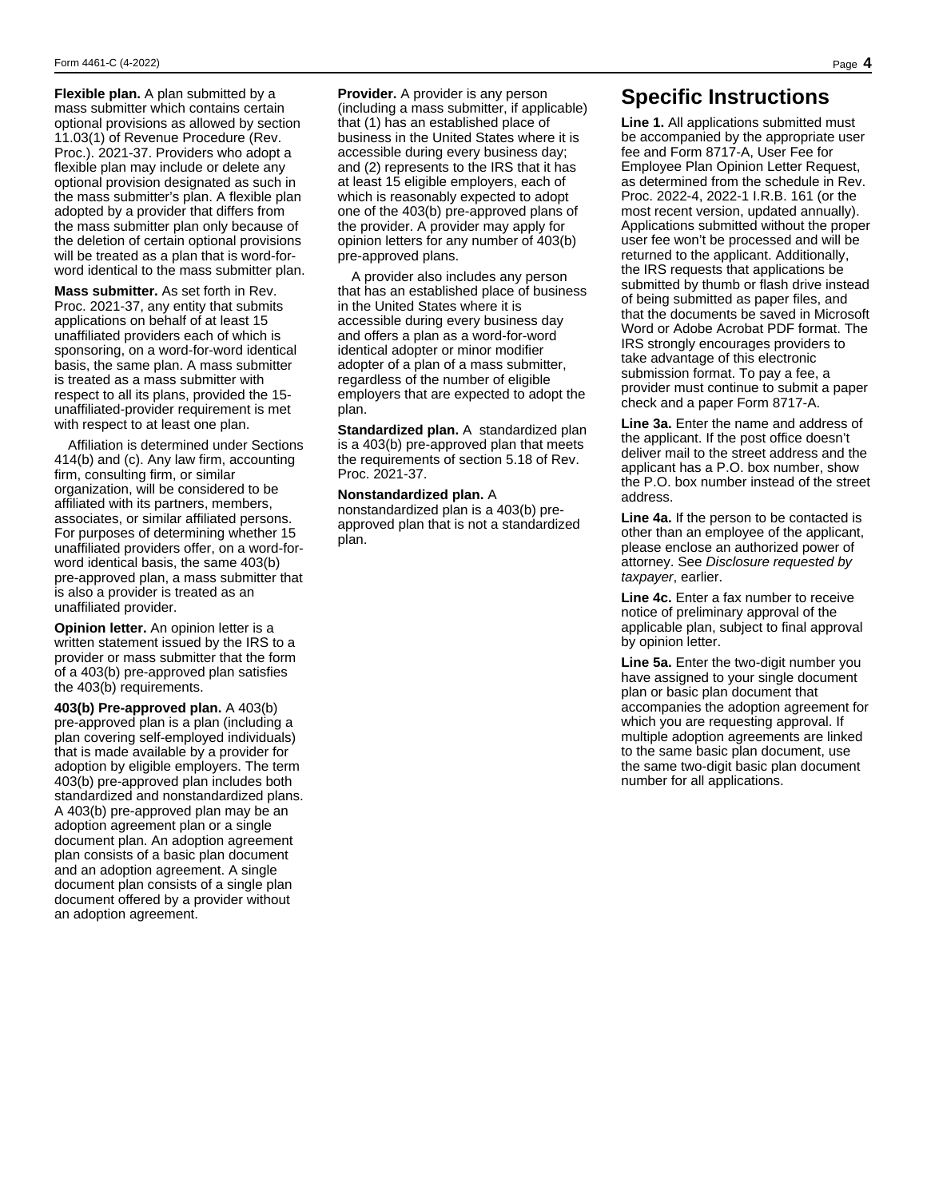**Flexible plan.** A plan submitted by a mass submitter which contains certain optional provisions as allowed by section 11.03(1) of Revenue Procedure (Rev. Proc.). 2021-37. Providers who adopt a flexible plan may include or delete any optional provision designated as such in the mass submitter's plan. A flexible plan adopted by a provider that differs from the mass submitter plan only because of the deletion of certain optional provisions will be treated as a plan that is word-for-word identical to the mass submitter plan.

**Mass submitter.** As set forth in Rev. Proc. 2021-37, any entity that submits applications on behalf of at least 15 unaffiliated providers each of which is sponsoring, on a word-for-word identical basis, the same plan. A mass submitter is treated as a mass submitter with respect to all its plans, provided the 15-unaffiliated-provider requirement is met with respect to at least one plan.

Affiliation is determined under Sections 414(b) and (c). Any law firm, accounting firm, consulting firm, or similar organization, will be considered to be affiliated with its partners, members, associates, or similar affiliated persons. For purposes of determining whether 15 unaffiliated providers offer, on a word-for-word identical basis, the same 403(b) pre-approved plan, a mass submitter that is also a provider is treated as an unaffiliated provider.

**Opinion letter.** An opinion letter is a written statement issued by the IRS to a provider or mass submitter that the form of a 403(b) pre-approved plan satisfies the 403(b) requirements.

**403(b) Pre-approved plan.** A 403(b) pre-approved plan is a plan (including a plan covering self-employed individuals) that is made available by a provider for adoption by eligible employers. The term 403(b) pre-approved plan includes both standardized and nonstandardized plans. A 403(b) pre-approved plan may be an adoption agreement plan or a single document plan. An adoption agreement plan consists of a basic plan document and an adoption agreement. A single document plan consists of a single plan document offered by a provider without an adoption agreement.

**Provider.** A provider is any person (including a mass submitter, if applicable) that (1) has an established place of business in the United States where it is accessible during every business day; and (2) represents to the IRS that it has at least 15 eligible employers, each of which is reasonably expected to adopt one of the 403(b) pre-approved plans of the provider. A provider may apply for opinion letters for any number of 403(b) pre-approved plans.

A provider also includes any person that has an established place of business in the United States where it is accessible during every business day and offers a plan as a word-for-word identical adopter or minor modifier adopter of a plan of a mass submitter, regardless of the number of eligible employers that are expected to adopt the plan.

**Standardized plan.** A standardized plan is a 403(b) pre-approved plan that meets the requirements of section 5.18 of Rev. Proc. 2021-37.

**Nonstandardized plan.** A nonstandardized plan is a 403(b) pre-approved plan that is not a standardized plan.

## Specific Instructions

**Line 1.** All applications submitted must be accompanied by the appropriate user fee and Form 8717-A, User Fee for Employee Plan Opinion Letter Request, as determined from the schedule in Rev. Proc. 2022-4, 2022-1 I.R.B. 161 (or the most recent version, updated annually). Applications submitted without the proper user fee won't be processed and will be returned to the applicant. Additionally, the IRS requests that applications be submitted by thumb or flash drive instead of being submitted as paper files, and that the documents be saved in Microsoft Word or Adobe Acrobat PDF format. The IRS strongly encourages providers to take advantage of this electronic submission format. To pay a fee, a provider must continue to submit a paper check and a paper Form 8717-A.

**Line 3a.** Enter the name and address of the applicant. If the post office doesn't deliver mail to the street address and the applicant has a P.O. box number, show the P.O. box number instead of the street address.

**Line 4a.** If the person to be contacted is other than an employee of the applicant, please enclose an authorized power of attorney. See *Disclosure requested by taxpayer*, earlier.

**Line 4c.** Enter a fax number to receive notice of preliminary approval of the applicable plan, subject to final approval by opinion letter.

**Line 5a.** Enter the two-digit number you have assigned to your single document plan or basic plan document that accompanies the adoption agreement for which you are requesting approval. If multiple adoption agreements are linked to the same basic plan document, use the same two-digit basic plan document number for all applications.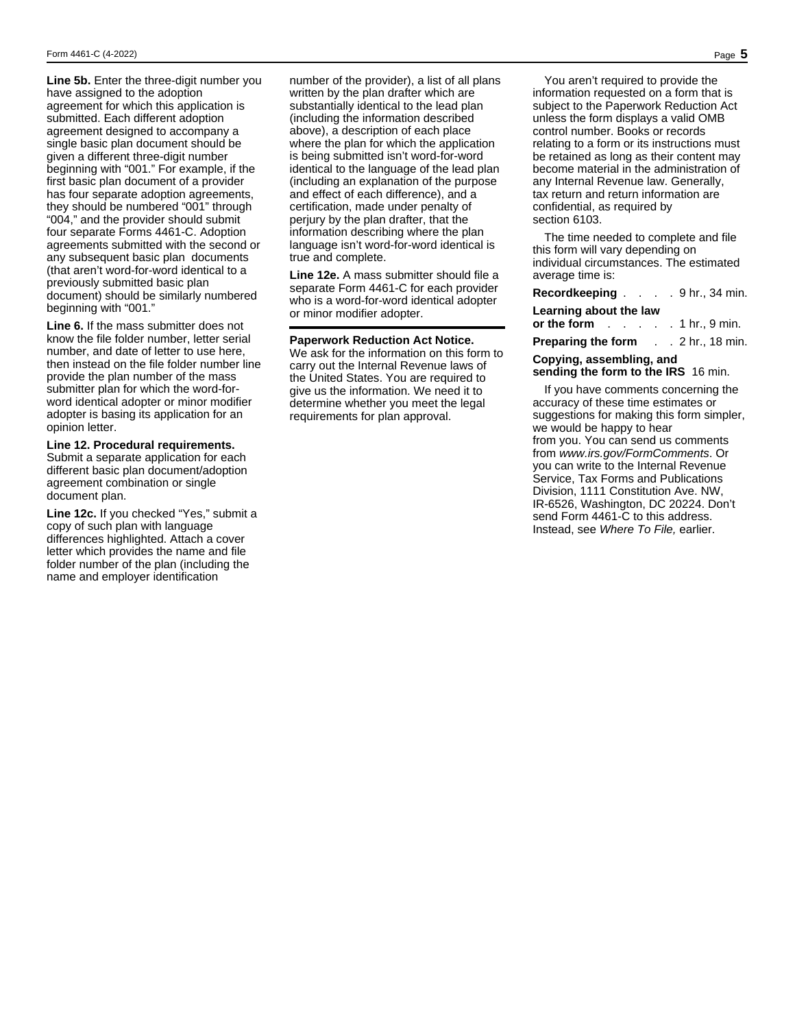**Line 5b.** Enter the three-digit number you have assigned to the adoption agreement for which this application is submitted. Each different adoption agreement designed to accompany a single basic plan document should be given a different three-digit number beginning with "001." For example, if the first basic plan document of a provider has four separate adoption agreements, they should be numbered "001" through "004," and the provider should submit four separate Forms 4461-C. Adoption agreements submitted with the second or any subsequent basic plan documents (that aren't word-for-word identical to a previously submitted basic plan document) should be similarly numbered beginning with "001."

**Line 6.** If the mass submitter does not know the file folder number, letter serial number, and date of letter to use here, then instead on the file folder number line provide the plan number of the mass submitter plan for which the word-for-word identical adopter or minor modifier adopter is basing its application for an opinion letter.

**Line 12. Procedural requirements.** Submit a separate application for each different basic plan document/adoption agreement combination or single document plan.

**Line 12c.** If you checked "Yes," submit a copy of such plan with language differences highlighted. Attach a cover letter which provides the name and file folder number of the plan (including the name and employer identification number of the provider), a list of all plans written by the plan drafter which are substantially identical to the lead plan (including the information described above), a description of each place where the plan for which the application is being submitted isn't word-for-word identical to the language of the lead plan (including an explanation of the purpose and effect of each difference), and a certification, made under penalty of perjury by the plan drafter, that the information describing where the plan language isn't word-for-word identical is true and complete.

**Line 12e.** A mass submitter should file a separate Form 4461-C for each provider who is a word-for-word identical adopter or minor modifier adopter.

**Paperwork Reduction Act Notice.** We ask for the information on this form to carry out the Internal Revenue laws of the United States. You are required to give us the information. We need it to determine whether you meet the legal requirements for plan approval.

You aren't required to provide the information requested on a form that is subject to the Paperwork Reduction Act unless the form displays a valid OMB control number. Books or records relating to a form or its instructions must be retained as long as their content may become material in the administration of any Internal Revenue law. Generally, tax return and return information are confidential, as required by section 6103.

The time needed to complete and file this form will vary depending on individual circumstances. The estimated average time is:

**Recordkeeping** . . . . 9 hr., 34 min.

**Learning about the law or the form** . . . . . . 1 hr., 9 min.

**Preparing the form** . . 2 hr., 18 min.

**Copying, assembling, and sending the form to the IRS** 16 min.

If you have comments concerning the accuracy of these time estimates or suggestions for making this form simpler, we would be happy to hear from you. You can send us comments from *www.irs.gov/FormComments*. Or you can write to the Internal Revenue Service, Tax Forms and Publications Division, 1111 Constitution Ave. NW, IR-6526, Washington, DC 20224. Don't send Form 4461-C to this address. Instead, see *Where To File,* earlier.